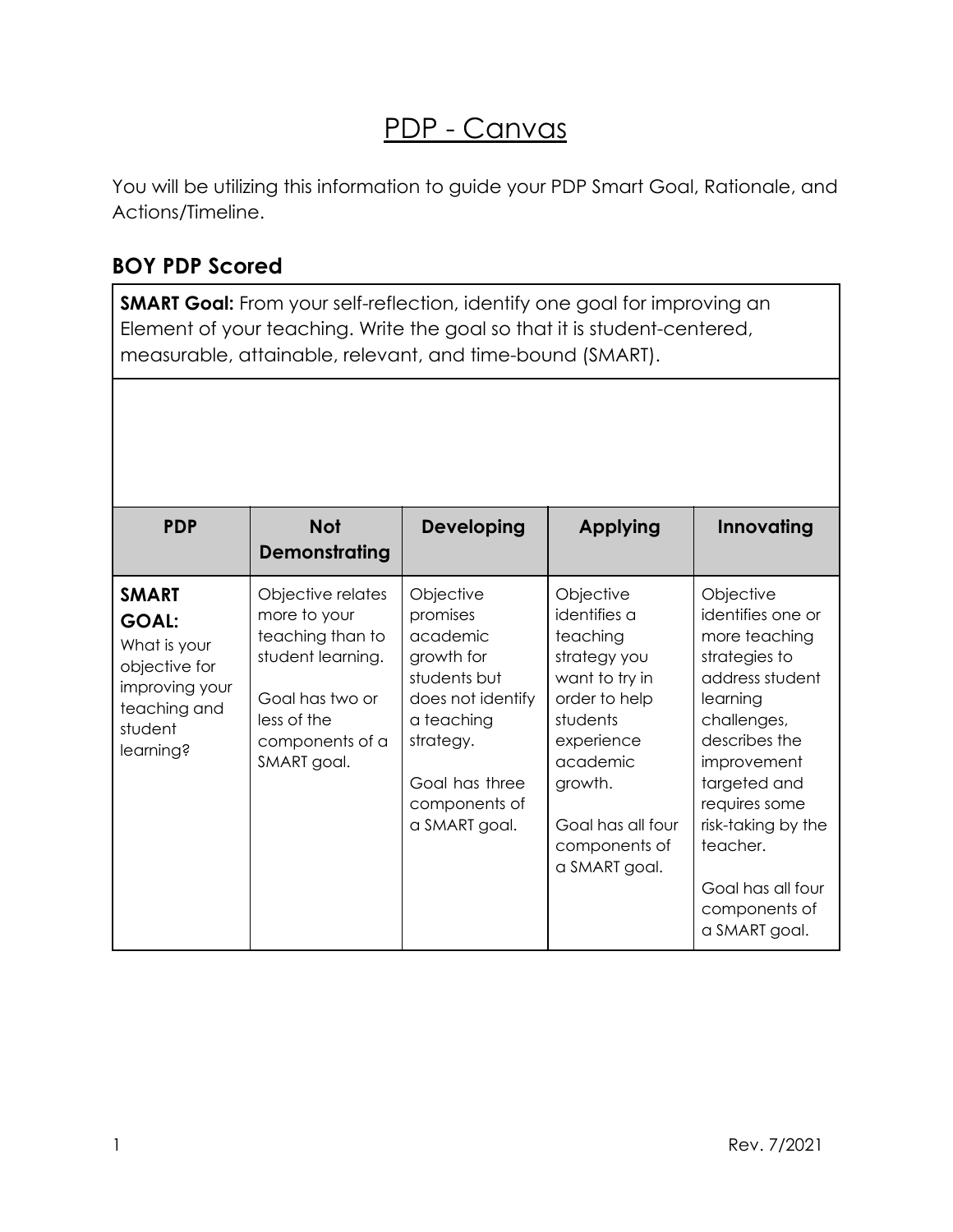# PDP - Canvas

You will be utilizing this information to guide your PDP Smart Goal, Rationale, and Actions/Timeline.

## BOY PDP Scored

| **SMART Goal:** From your self-reflection, identify one goal for improving an Element of your teaching. Write the goal so that it is student-centered, measurable, attainable, relevant, and time-bound (SMART). |
|---|
| |

| PDP | Not Demonstrating | Developing | Applying | Innovating |
|---|---|---|---|---|
| **SMART GOAL:** What is your objective for improving your teaching and student learning? | Objective relates more to your teaching than to student learning.<br><br>Goal has two or less of the components of a SMART goal. | Objective promises academic growth for students but does not identify a teaching strategy.<br><br>Goal has three components of a SMART goal. | Objective identifies a teaching strategy you want to try in order to help students experience academic growth.<br><br>Goal has all four components of a SMART goal. | Objective identifies one or more teaching strategies to address student learning challenges, describes the improvement targeted and requires some risk-taking by the teacher.<br><br>Goal has all four components of a SMART goal. |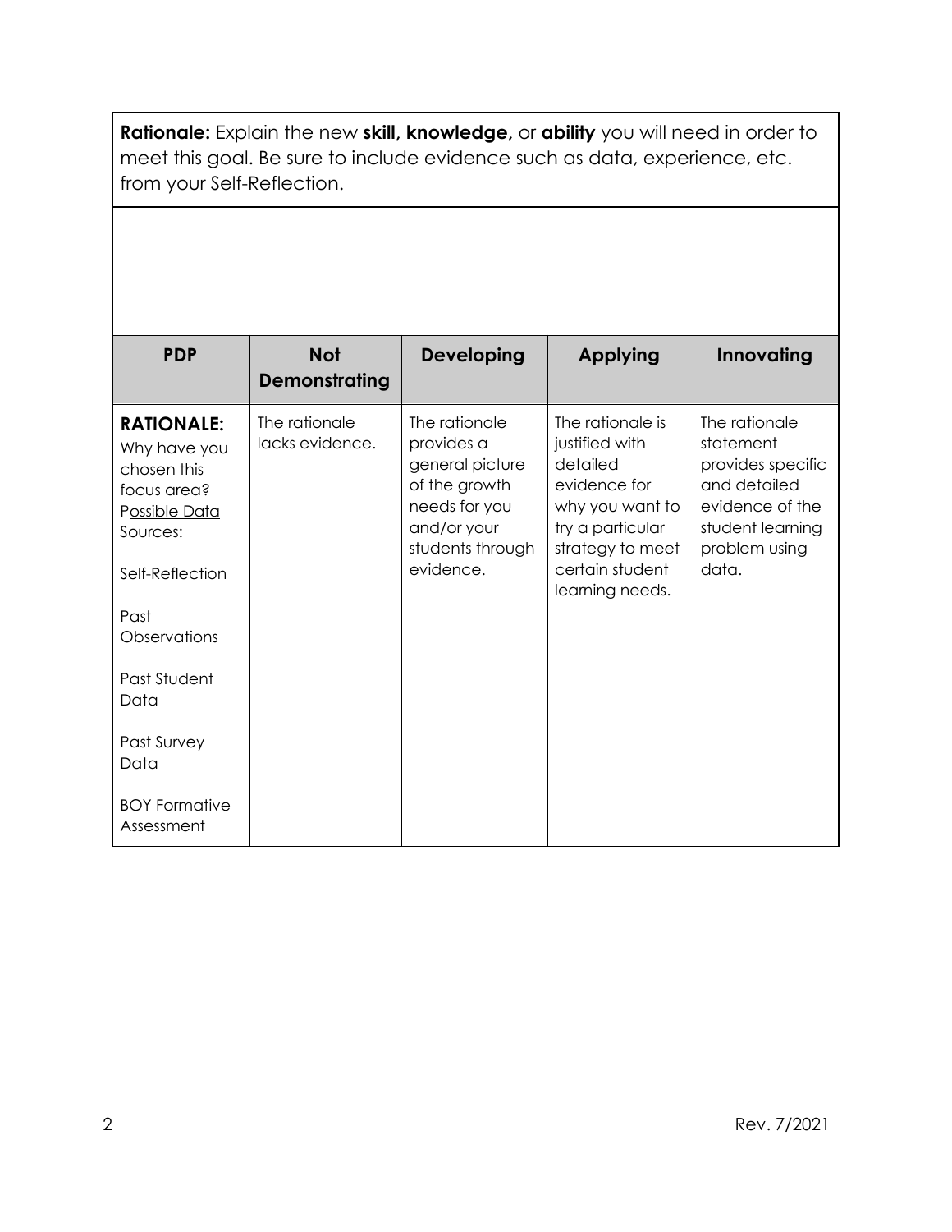**Rationale:** Explain the new **skill, knowledge,** or **ability** you will need in order to meet this goal. Be sure to include evidence such as data, experience, etc. from your Self-Reflection.

| PDP | Not Demonstrating | Developing | Applying | Innovating |
|---|---|---|---|---|
| **RATIONALE:** Why have you chosen this focus area? Possible Data Sources: Self-Reflection; Past Observations; Past Student Data; Past Survey Data; BOY Formative Assessment | The rationale lacks evidence. | The rationale provides a general picture of the growth needs for you and/or your students through evidence. | The rationale is justified with detailed evidence for why you want to try a particular strategy to meet certain student learning needs. | The rationale statement provides specific and detailed evidence of the student learning problem using data. |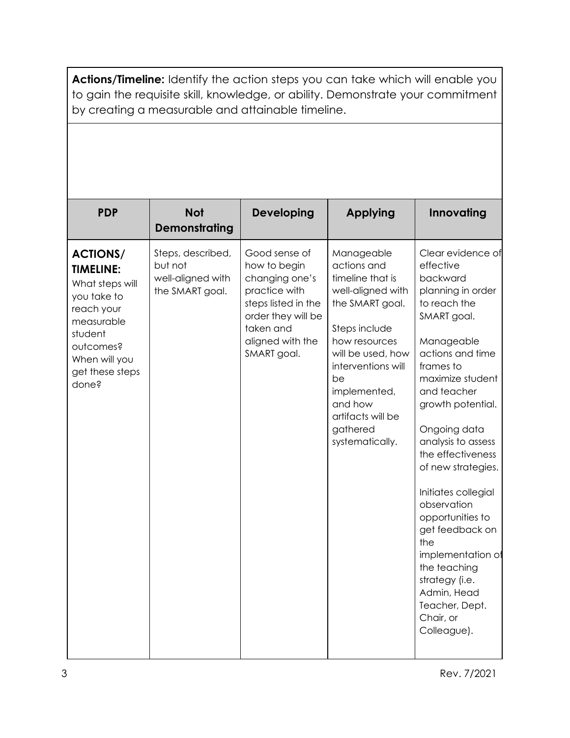**Actions/Timeline:** Identify the action steps you can take which will enable you to gain the requisite skill, knowledge, or ability. Demonstrate your commitment by creating a measurable and attainable timeline.

| PDP | Not Demonstrating | Developing | Applying | Innovating |
|---|---|---|---|---|
| **ACTIONS/ TIMELINE:** What steps will you take to reach your measurable student outcomes? When will you get these steps done? | Steps, described, but not well-aligned with the SMART goal. | Good sense of how to begin changing one's practice with steps listed in the order they will be taken and aligned with the SMART goal. | Manageable actions and timeline that is well-aligned with the SMART goal.<br><br>Steps include how resources will be used, how interventions will be implemented, and how artifacts will be gathered systematically. | Clear evidence of effective backward planning in order to reach the SMART goal.<br><br>Manageable actions and time frames to maximize student and teacher growth potential.<br><br>Ongoing data analysis to assess the effectiveness of new strategies.<br><br>Initiates collegial observation opportunities to get feedback on the implementation of the teaching strategy (i.e. Admin, Head Teacher, Dept. Chair, or Colleague). |

Rev. 7/2021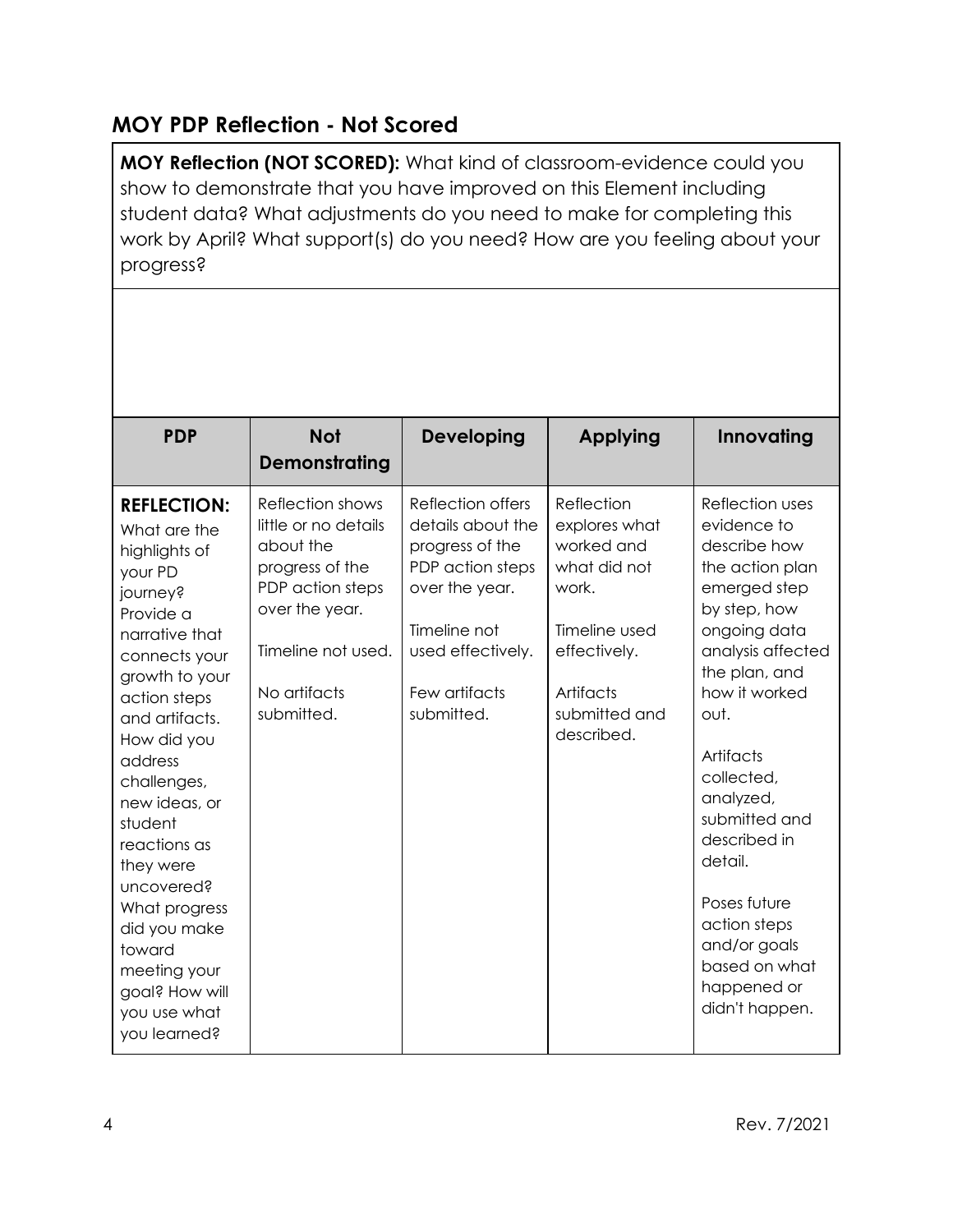## MOY PDP Reflection - Not Scored

| **MOY Reflection (NOT SCORED):** What kind of classroom-evidence could you show to demonstrate that you have improved on this Element including student data? What adjustments do you need to make for completing this work by April? What support(s) do you need? How are you feeling about your progress? |
|---|
| |

| PDP | Not Demonstrating | Developing | Applying | Innovating |
|---|---|---|---|---|
| **REFLECTION:** What are the highlights of your PD journey? Provide a narrative that connects your growth to your action steps and artifacts. How did you address challenges, new ideas, or student reactions as they were uncovered? What progress did you make toward meeting your goal? How will you use what you learned? | Reflection shows little or no details about the progress of the PDP action steps over the year.<br><br>Timeline not used.<br><br>No artifacts submitted. | Reflection offers details about the progress of the PDP action steps over the year.<br><br>Timeline not used effectively.<br><br>Few artifacts submitted. | Reflection explores what worked and what did not work.<br><br>Timeline used effectively.<br><br>Artifacts submitted and described. | Reflection uses evidence to describe how the action plan emerged step by step, how ongoing data analysis affected the plan, and how it worked out.<br><br>Artifacts collected, analyzed, submitted and described in detail.<br><br>Poses future action steps and/or goals based on what happened or didn't happen. |

Rev. 7/2021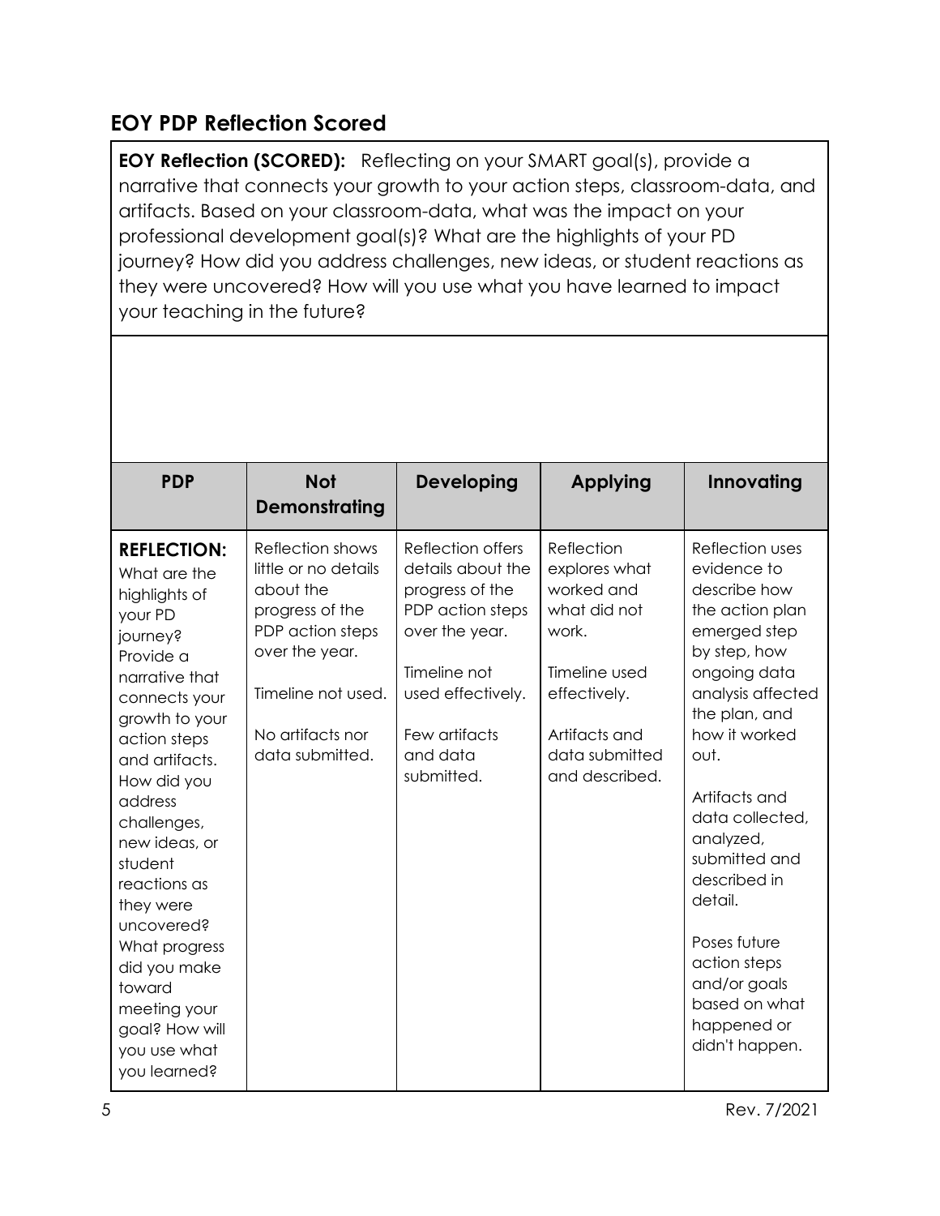## EOY PDP Reflection Scored

| |
|---|
| **EOY Reflection (SCORED):** Reflecting on your SMART goal(s), provide a narrative that connects your growth to your action steps, classroom-data, and artifacts. Based on your classroom-data, what was the impact on your professional development goal(s)? What are the highlights of your PD journey? How did you address challenges, new ideas, or student reactions as they were uncovered? How will you use what you have learned to impact your teaching in the future? |
| |

| PDP | Not Demonstrating | Developing | Applying | Innovating |
|---|---|---|---|---|
| **REFLECTION:** What are the highlights of your PD journey? Provide a narrative that connects your growth to your action steps and artifacts. How did you address challenges, new ideas, or student reactions as they were uncovered? What progress did you make toward meeting your goal? How will you use what you learned? | Reflection shows little or no details about the progress of the PDP action steps over the year.<br><br>Timeline not used.<br><br>No artifacts nor data submitted. | Reflection offers details about the progress of the PDP action steps over the year.<br><br>Timeline not used effectively.<br><br>Few artifacts and data submitted. | Reflection explores what worked and what did not work.<br><br>Timeline used effectively.<br><br>Artifacts and data submitted and described. | Reflection uses evidence to describe how the action plan emerged step by step, how ongoing data analysis affected the plan, and how it worked out.<br><br>Artifacts and data collected, analyzed, submitted and described in detail.<br><br>Poses future action steps and/or goals based on what happened or didn't happen. |

Rev. 7/2021